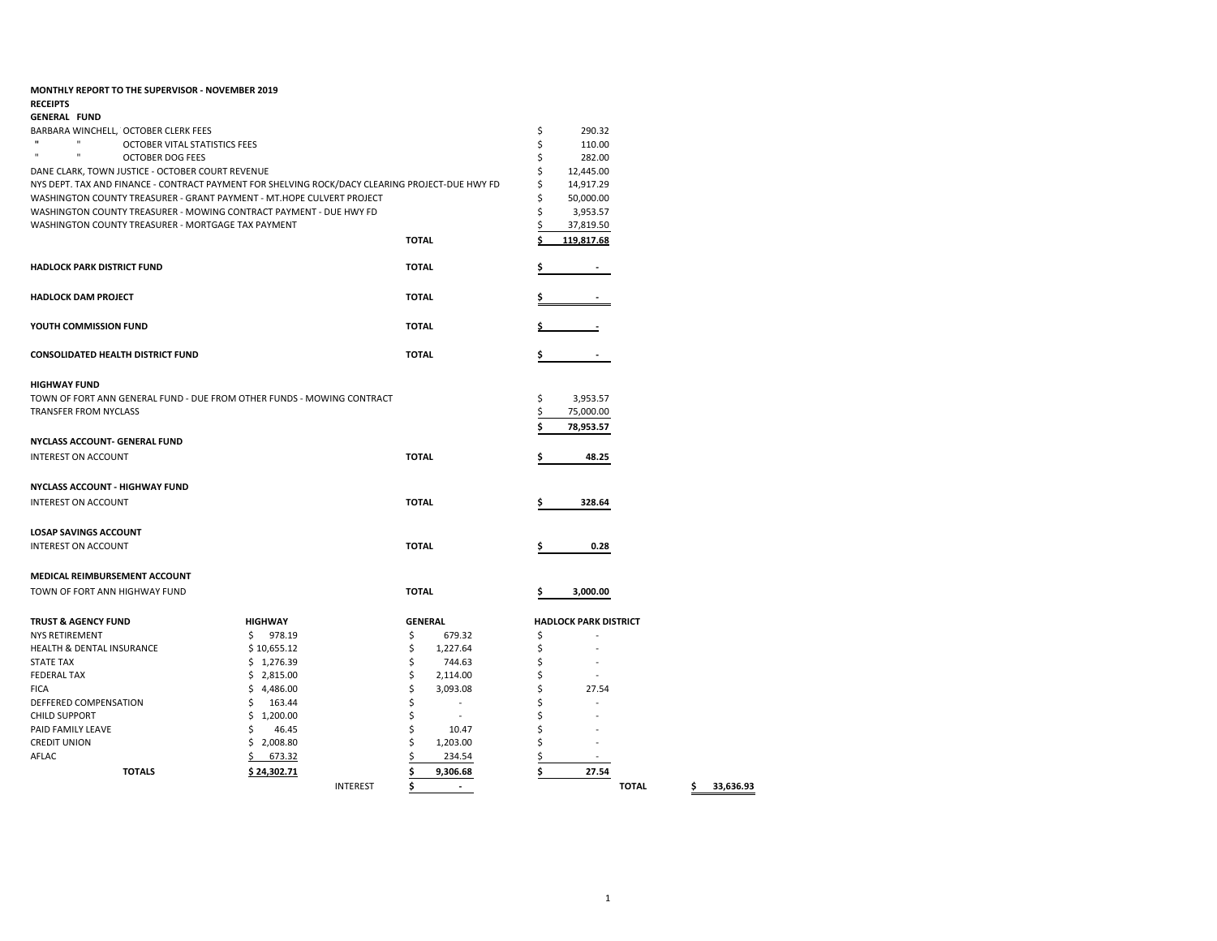**MONTHLY REPORT TO THE SUPERVISOR - NOVEMBER 2019**

**RECEIPTS**

**GENERAL FUND**

| | | |
|---|---|---|
| BARBARA WINCHELL, OCTOBER CLERK FEES | | $ 290.32 |
| " " OCTOBER VITAL STATISTICS FEES | | $ 110.00 |
| " " OCTOBER DOG FEES | | $ 282.00 |
| DANE CLARK, TOWN JUSTICE - OCTOBER COURT REVENUE | | $ 12,445.00 |
| NYS DEPT. TAX AND FINANCE - CONTRACT PAYMENT FOR SHELVING ROCK/DACY CLEARING PROJECT-DUE HWY FD | | $ 14,917.29 |
| WASHINGTON COUNTY TREASURER - GRANT PAYMENT - MT.HOPE CULVERT PROJECT | | $ 50,000.00 |
| WASHINGTON COUNTY TREASURER - MOWING CONTRACT PAYMENT - DUE HWY FD | | $ 3,953.57 |
| WASHINGTON COUNTY TREASURER - MORTGAGE TAX PAYMENT | | $ 37,819.50 |
| | **TOTAL** | **$ 119,817.68** |

| | | |
|---|---|---|
| **HADLOCK PARK DISTRICT FUND** | **TOTAL** | **$ -** |
| **HADLOCK DAM PROJECT** | **TOTAL** | **$ -** |
| **YOUTH COMMISSION FUND** | **TOTAL** | **$ -** |
| **CONSOLIDATED HEALTH DISTRICT FUND** | **TOTAL** | **$ -** |

**HIGHWAY FUND**

| | |
|---|---|
| TOWN OF FORT ANN GENERAL FUND - DUE FROM OTHER FUNDS - MOWING CONTRACT | $ 3,953.57 |
| TRANSFER FROM NYCLASS | $ 75,000.00 |
| | **$ 78,953.57** |

**NYCLASS ACCOUNT- GENERAL FUND**

| | | |
|---|---|---|
| INTEREST ON ACCOUNT | **TOTAL** | **$ 48.25** |

**NYCLASS ACCOUNT - HIGHWAY FUND**

| | | |
|---|---|---|
| INTEREST ON ACCOUNT | **TOTAL** | **$ 328.64** |

**LOSAP SAVINGS ACCOUNT**

| | | |
|---|---|---|
| INTEREST ON ACCOUNT | **TOTAL** | **$ 0.28** |

**MEDICAL REIMBURSEMENT ACCOUNT**

| | | |
|---|---|---|
| TOWN OF FORT ANN HIGHWAY FUND | **TOTAL** | **$ 3,000.00** |

| **TRUST & AGENCY FUND** | **HIGHWAY** | | **GENERAL** | **HADLOCK PARK DISTRICT** | | |
|---|---|---|---|---|---|---|
| NYS RETIREMENT | $ 978.19 | | $ 679.32 | $ - | | |
| HEALTH & DENTAL INSURANCE | $ 10,655.12 | | $ 1,227.64 | $ - | | |
| STATE TAX | $ 1,276.39 | | $ 744.63 | $ - | | |
| FEDERAL TAX | $ 2,815.00 | | $ 2,114.00 | $ - | | |
| FICA | $ 4,486.00 | | $ 3,093.08 | $ 27.54 | | |
| DEFFERED COMPENSATION | $ 163.44 | | $ - | $ - | | |
| CHILD SUPPORT | $ 1,200.00 | | $ - | $ - | | |
| PAID FAMILY LEAVE | $ 46.45 | | $ 10.47 | $ - | | |
| CREDIT UNION | $ 2,008.80 | | $ 1,203.00 | $ - | | |
| AFLAC | $ 673.32 | | $ 234.54 | $ - | | |
| **TOTALS** | **$ 24,302.71** | | **$ 9,306.68** | **$ 27.54** | | |
| | | INTEREST | **$ -** | | **TOTAL** | **$ 33,636.93** |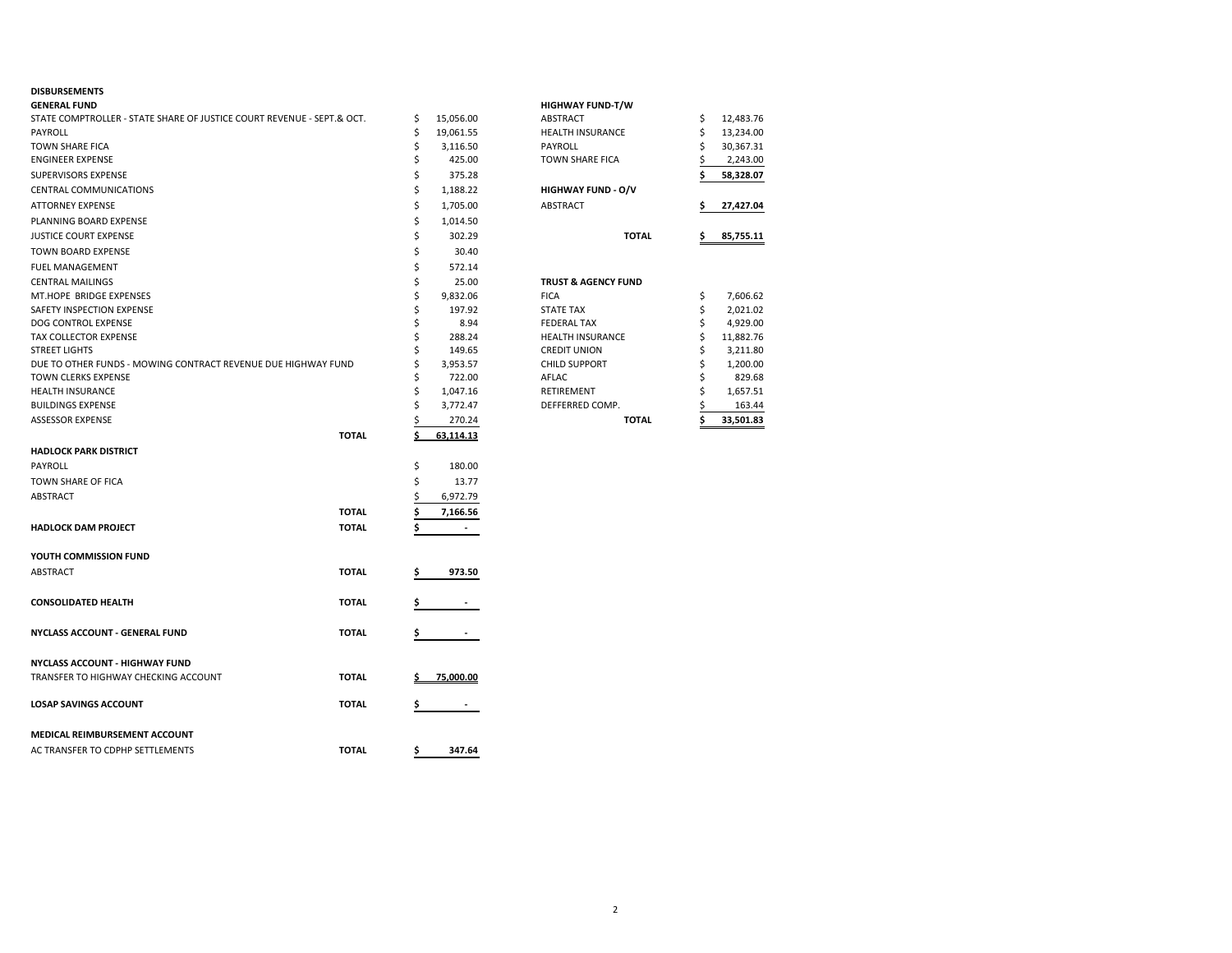**DISBURSEMENTS**

**GENERAL FUND**

| Item | Amount |
|---|---|
| STATE COMPTROLLER - STATE SHARE OF JUSTICE COURT REVENUE - SEPT.& OCT. | $ 15,056.00 |
| PAYROLL | $ 19,061.55 |
| TOWN SHARE FICA | $ 3,116.50 |
| ENGINEER EXPENSE | $ 425.00 |
| SUPERVISORS EXPENSE | $ 375.28 |
| CENTRAL COMMUNICATIONS | $ 1,188.22 |
| ATTORNEY EXPENSE | $ 1,705.00 |
| PLANNING BOARD EXPENSE | $ 1,014.50 |
| JUSTICE COURT EXPENSE | $ 302.29 |
| TOWN BOARD EXPENSE | $ 30.40 |
| FUEL MANAGEMENT | $ 572.14 |
| CENTRAL MAILINGS | $ 25.00 |
| MT.HOPE BRIDGE EXPENSES | $ 9,832.06 |
| SAFETY INSPECTION EXPENSE | $ 197.92 |
| DOG CONTROL EXPENSE | $ 8.94 |
| TAX COLLECTOR EXPENSE | $ 288.24 |
| STREET LIGHTS | $ 149.65 |
| DUE TO OTHER FUNDS - MOWING CONTRACT REVENUE DUE HIGHWAY FUND | $ 3,953.57 |
| TOWN CLERKS EXPENSE | $ 722.00 |
| HEALTH INSURANCE | $ 1,047.16 |
| BUILDINGS EXPENSE | $ 3,772.47 |
| ASSESSOR EXPENSE | $ 270.24 |
| **TOTAL** | **$ 63,114.13** |

**HADLOCK PARK DISTRICT**

| Item | Amount |
|---|---|
| PAYROLL | $ 180.00 |
| TOWN SHARE OF FICA | $ 13.77 |
| ABSTRACT | $ 6,972.79 |
| **TOTAL** | **$ 7,166.56** |

| | | |
|---|---|---|
| **HADLOCK DAM PROJECT** | **TOTAL** | **$ -** |
| **YOUTH COMMISSION FUND** | | |
| ABSTRACT | **TOTAL** | **$ 973.50** |
| **CONSOLIDATED HEALTH** | **TOTAL** | **$ -** |
| **NYCLASS ACCOUNT - GENERAL FUND** | **TOTAL** | **$ -** |
| **NYCLASS ACCOUNT - HIGHWAY FUND** | | |
| TRANSFER TO HIGHWAY CHECKING ACCOUNT | **TOTAL** | **$ 75,000.00** |
| **LOSAP SAVINGS ACCOUNT** | **TOTAL** | **$ -** |
| **MEDICAL REIMBURSEMENT ACCOUNT** | | |
| AC TRANSFER TO CDPHP SETTLEMENTS | **TOTAL** | **$ 347.64** |

**HIGHWAY FUND-T/W**

| Item | Amount |
|---|---|
| ABSTRACT | $ 12,483.76 |
| HEALTH INSURANCE | $ 13,234.00 |
| PAYROLL | $ 30,367.31 |
| TOWN SHARE FICA | $ 2,243.00 |
| | **$ 58,328.07** |

**HIGHWAY FUND - O/V**

| Item | Amount |
|---|---|
| ABSTRACT | **$ 27,427.04** |
| **TOTAL** | **$ 85,755.11** |

**TRUST & AGENCY FUND**

| Item | Amount |
|---|---|
| FICA | $ 7,606.62 |
| STATE TAX | $ 2,021.02 |
| FEDERAL TAX | $ 4,929.00 |
| HEALTH INSURANCE | $ 11,882.76 |
| CREDIT UNION | $ 3,211.80 |
| CHILD SUPPORT | $ 1,200.00 |
| AFLAC | $ 829.68 |
| RETIREMENT | $ 1,657.51 |
| DEFFERRED COMP. | $ 163.44 |
| **TOTAL** | **$ 33,501.83** |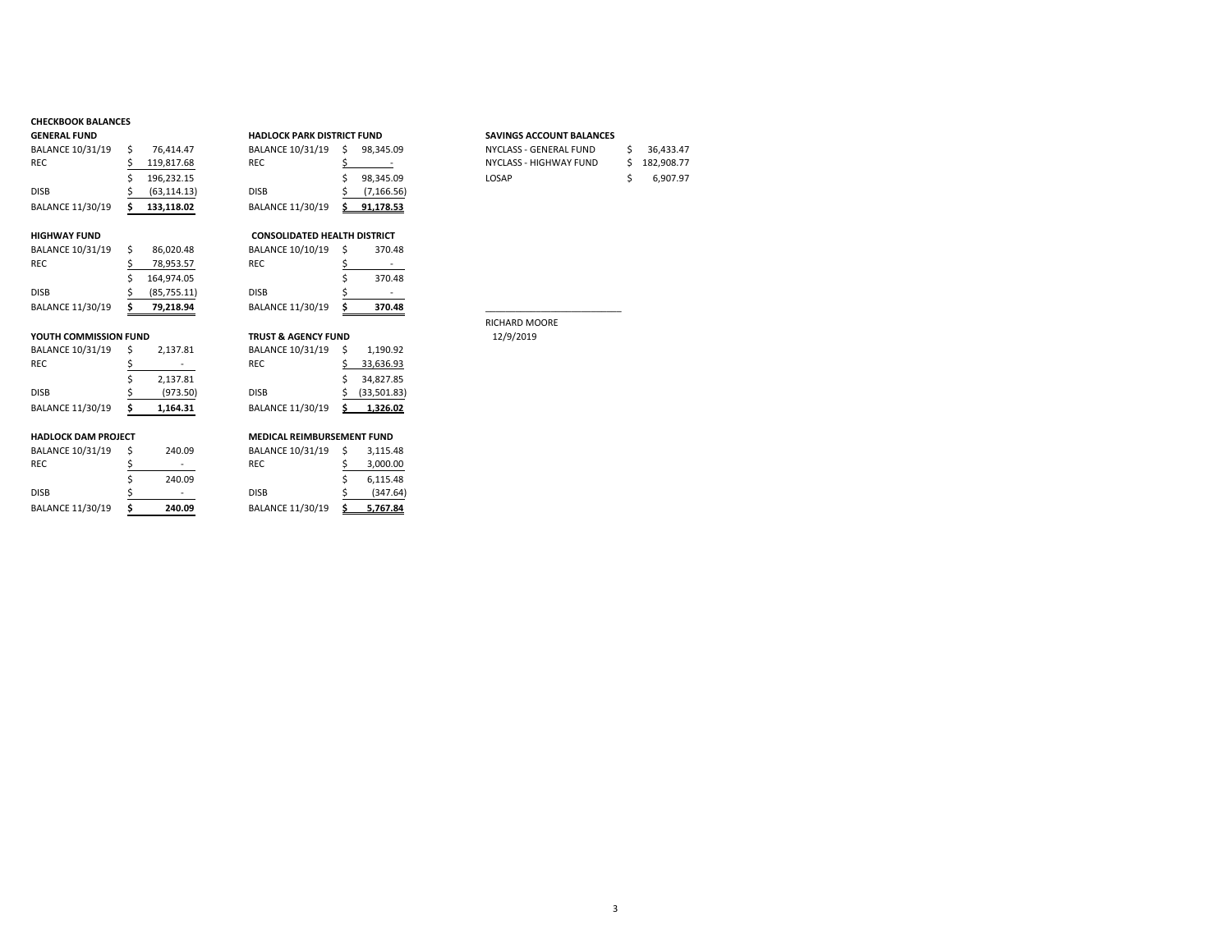## CHECKBOOK BALANCES

### GENERAL FUND

| | | |
|---|---|---|
| BALANCE 10/31/19 | $ | 76,414.47 |
| REC | $ | 119,817.68 |
| | $ | 196,232.15 |
| DISB | $ | (63,114.13) |
| BALANCE 11/30/19 | **$** | **133,118.02** |

### HADLOCK PARK DISTRICT FUND

| | | |
|---|---|---|
| BALANCE 10/31/19 | $ | 98,345.09 |
| REC | $ | - |
| | $ | 98,345.09 |
| DISB | $ | (7,166.56) |
| BALANCE 11/30/19 | **$** | **91,178.53** |

### SAVINGS ACCOUNT BALANCES

| | | |
|---|---|---|
| NYCLASS - GENERAL FUND | $ | 36,433.47 |
| NYCLASS - HIGHWAY FUND | $ | 182,908.77 |
| LOSAP | $ | 6,907.97 |

### HIGHWAY FUND

| | | |
|---|---|---|
| BALANCE 10/31/19 | $ | 86,020.48 |
| REC | $ | 78,953.57 |
| | $ | 164,974.05 |
| DISB | $ | (85,755.11) |
| BALANCE 11/30/19 | **$** | **79,218.94** |

### CONSOLIDATED HEALTH DISTRICT

| | | |
|---|---|---|
| BALANCE 10/10/19 | $ | 370.48 |
| REC | $ | - |
| | $ | 370.48 |
| DISB | $ | - |
| BALANCE 11/30/19 | **$** | **370.48** |

### YOUTH COMMISSION FUND

| | | |
|---|---|---|
| BALANCE 10/31/19 | $ | 2,137.81 |
| REC | $ | - |
| | $ | 2,137.81 |
| DISB | $ | (973.50) |
| BALANCE 11/30/19 | **$** | **1,164.31** |

### TRUST & AGENCY FUND

| | | |
|---|---|---|
| BALANCE 10/31/19 | $ | 1,190.92 |
| REC | $ | 33,636.93 |
| | $ | 34,827.85 |
| DISB | $ | (33,501.83) |
| BALANCE 11/30/19 | **$** | **1,326.02** |

### HADLOCK DAM PROJECT

| | | |
|---|---|---|
| BALANCE 10/31/19 | $ | 240.09 |
| REC | $ | - |
| | $ | 240.09 |
| DISB | $ | - |
| BALANCE 11/30/19 | **$** | **240.09** |

### MEDICAL REIMBURSEMENT FUND

| | | |
|---|---|---|
| BALANCE 10/31/19 | $ | 3,115.48 |
| REC | $ | 3,000.00 |
| | $ | 6,115.48 |
| DISB | $ | (347.64) |
| BALANCE 11/30/19 | **$** | **5,767.84** |

___________________________

RICHARD MOORE

12/9/2019